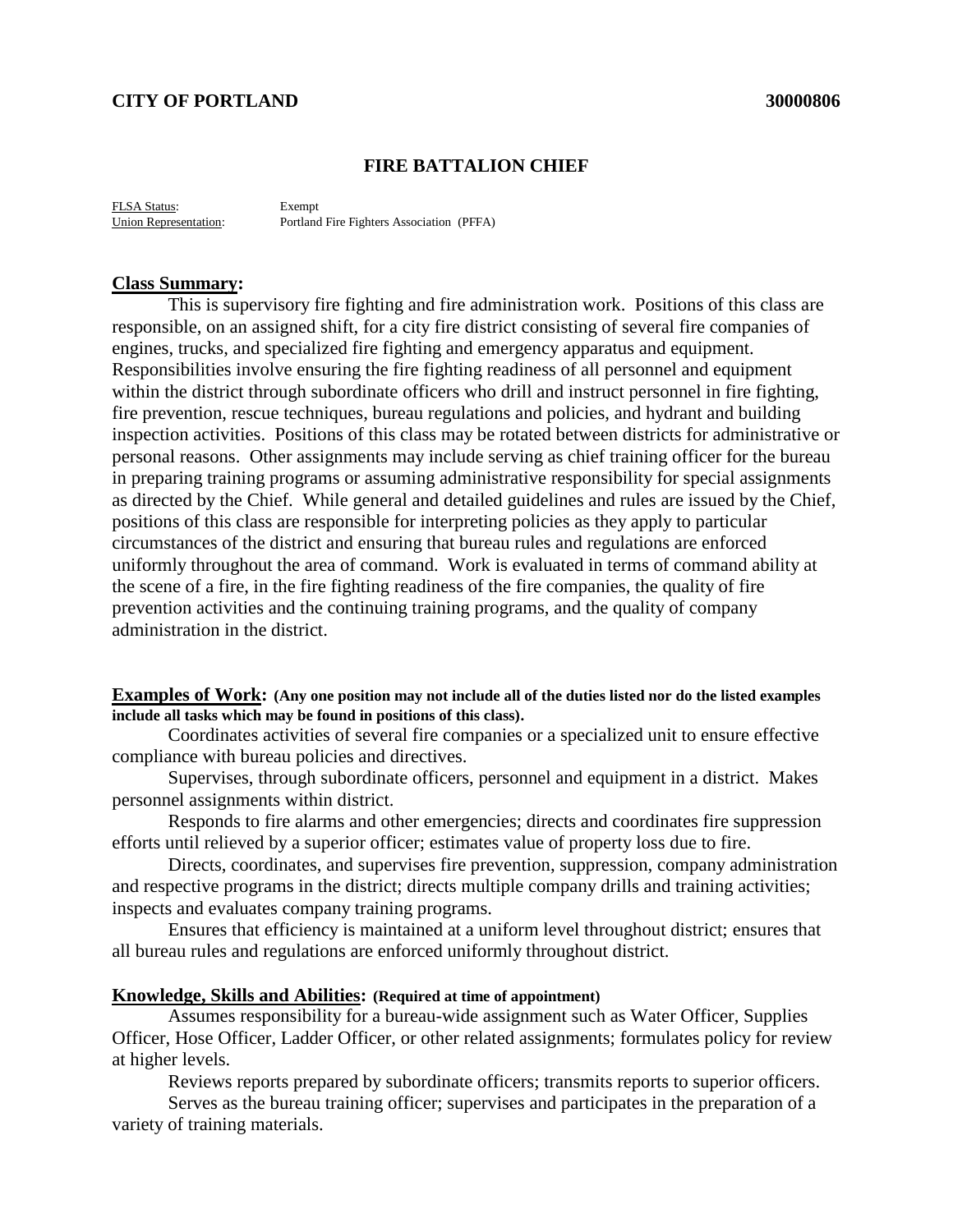**CITY OF PORTLAND** **30000806**

# FIRE BATTALION CHIEF

FLSA Status: Exempt
Union Representation: Portland Fire Fighters Association (PFFA)

## Class Summary:

This is supervisory fire fighting and fire administration work. Positions of this class are responsible, on an assigned shift, for a city fire district consisting of several fire companies of engines, trucks, and specialized fire fighting and emergency apparatus and equipment. Responsibilities involve ensuring the fire fighting readiness of all personnel and equipment within the district through subordinate officers who drill and instruct personnel in fire fighting, fire prevention, rescue techniques, bureau regulations and policies, and hydrant and building inspection activities. Positions of this class may be rotated between districts for administrative or personal reasons. Other assignments may include serving as chief training officer for the bureau in preparing training programs or assuming administrative responsibility for special assignments as directed by the Chief. While general and detailed guidelines and rules are issued by the Chief, positions of this class are responsible for interpreting policies as they apply to particular circumstances of the district and ensuring that bureau rules and regulations are enforced uniformly throughout the area of command. Work is evaluated in terms of command ability at the scene of a fire, in the fire fighting readiness of the fire companies, the quality of fire prevention activities and the continuing training programs, and the quality of company administration in the district.

## Examples of Work: **(Any one position may not include all of the duties listed nor do the listed examples include all tasks which may be found in positions of this class).**

Coordinates activities of several fire companies or a specialized unit to ensure effective compliance with bureau policies and directives.

Supervises, through subordinate officers, personnel and equipment in a district. Makes personnel assignments within district.

Responds to fire alarms and other emergencies; directs and coordinates fire suppression efforts until relieved by a superior officer; estimates value of property loss due to fire.

Directs, coordinates, and supervises fire prevention, suppression, company administration and respective programs in the district; directs multiple company drills and training activities; inspects and evaluates company training programs.

Ensures that efficiency is maintained at a uniform level throughout district; ensures that all bureau rules and regulations are enforced uniformly throughout district.

## Knowledge, Skills and Abilities: **(Required at time of appointment)**

Assumes responsibility for a bureau-wide assignment such as Water Officer, Supplies Officer, Hose Officer, Ladder Officer, or other related assignments; formulates policy for review at higher levels.

Reviews reports prepared by subordinate officers; transmits reports to superior officers.

Serves as the bureau training officer; supervises and participates in the preparation of a variety of training materials.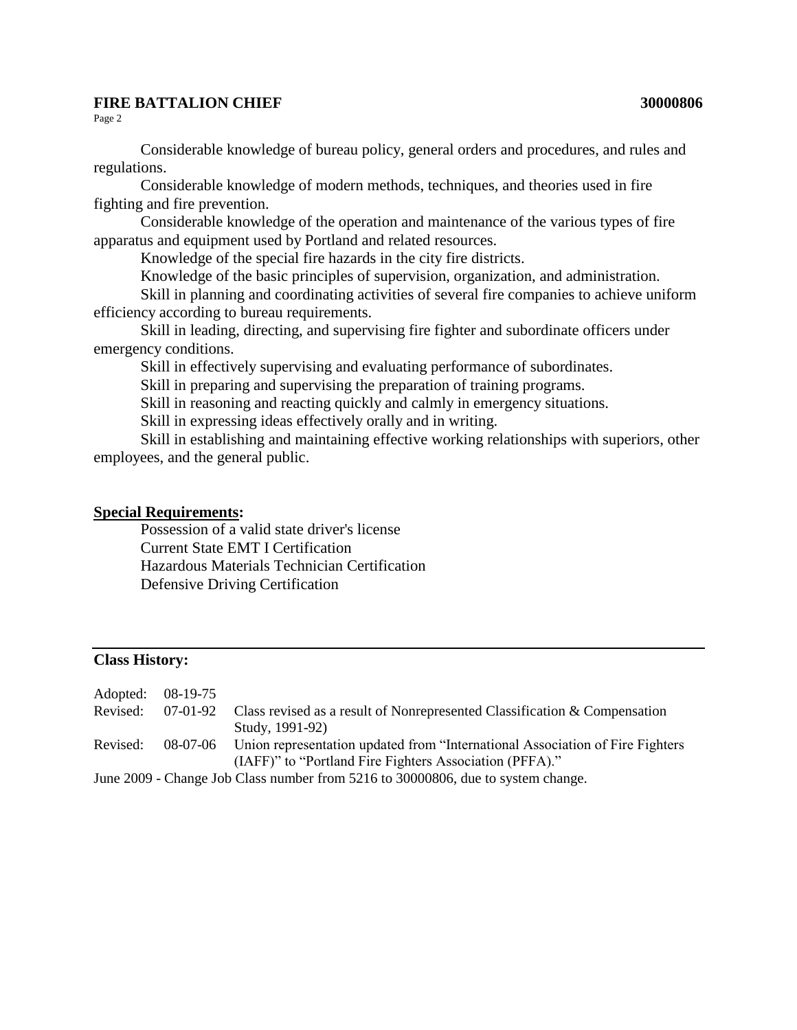Considerable knowledge of bureau policy, general orders and procedures, and rules and regulations.

Considerable knowledge of modern methods, techniques, and theories used in fire fighting and fire prevention.

Considerable knowledge of the operation and maintenance of the various types of fire apparatus and equipment used by Portland and related resources.

Knowledge of the special fire hazards in the city fire districts.

Knowledge of the basic principles of supervision, organization, and administration.

Skill in planning and coordinating activities of several fire companies to achieve uniform efficiency according to bureau requirements.

Skill in leading, directing, and supervising fire fighter and subordinate officers under emergency conditions.

Skill in effectively supervising and evaluating performance of subordinates.

Skill in preparing and supervising the preparation of training programs.

Skill in reasoning and reacting quickly and calmly in emergency situations.

Skill in expressing ideas effectively orally and in writing.

Skill in establishing and maintaining effective working relationships with superiors, other employees, and the general public.

**Special Requirements:**

Possession of a valid state driver's license
Current State EMT I Certification
Hazardous Materials Technician Certification
Defensive Driving Certification

---

**Class History:**

| | | |
|---|---|---|
| Adopted: | 08-19-75 | |
| Revised: | 07-01-92 | Class revised as a result of Nonrepresented Classification & Compensation Study, 1991-92) |
| Revised: | 08-07-06 | Union representation updated from "International Association of Fire Fighters (IAFF)" to "Portland Fire Fighters Association (PFFA)." |

June 2009 - Change Job Class number from 5216 to 30000806, due to system change.